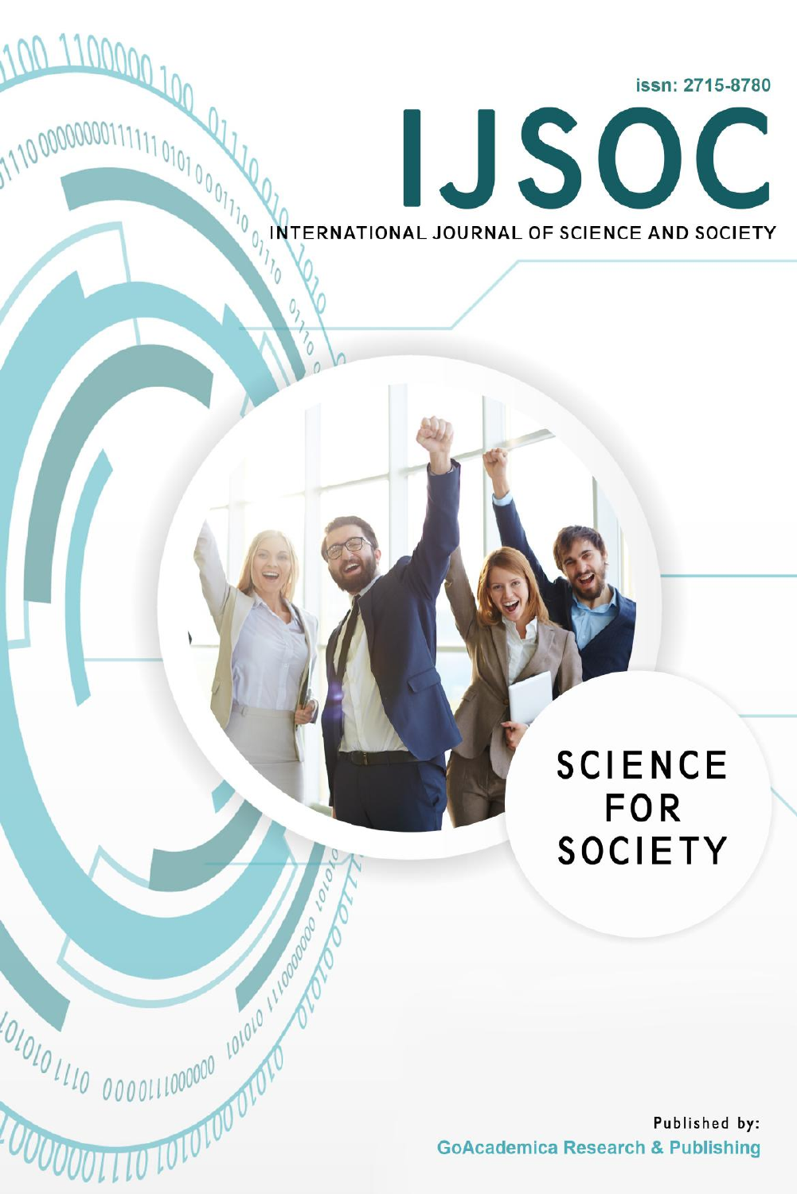issn: 2715-8780

# IJSOC

INTERNATIONAL JOURNAL OF SCIENCE AND SOCIETY

SCIENCE FOR SOCIETY

Published by:

GoAcademica Research & Publishing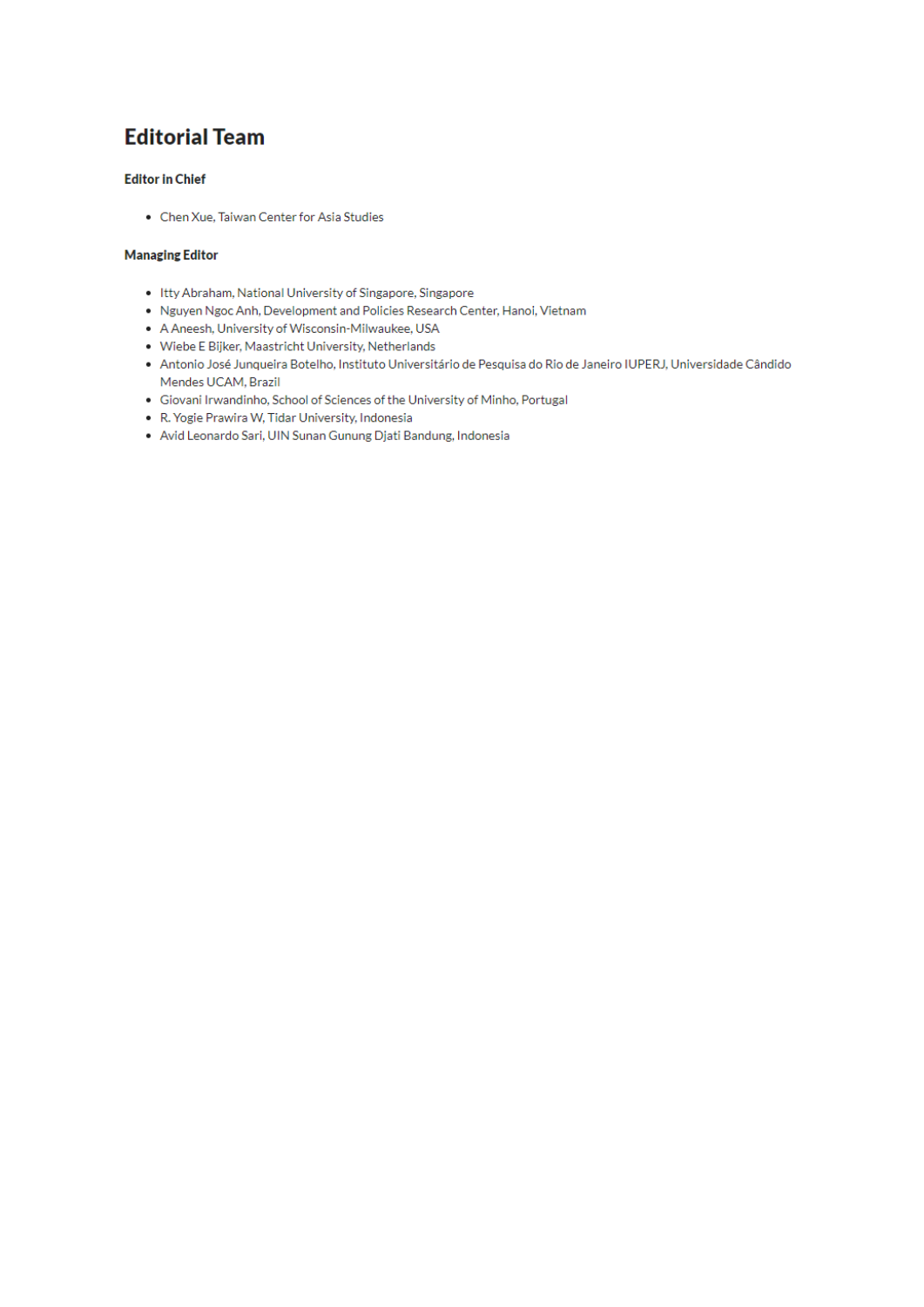# Editorial Team

### Editor in Chief

- Chen Xue, Taiwan Center for Asia Studies

### Managing Editor

- Itty Abraham, National University of Singapore, Singapore
- Nguyen Ngoc Anh, Development and Policies Research Center, Hanoi, Vietnam
- A Aneesh, University of Wisconsin-Milwaukee, USA
- Wiebe E Bijker, Maastricht University, Netherlands
- Antonio José Junqueira Botelho, Instituto Universitário de Pesquisa do Rio de Janeiro IUPERJ, Universidade Cândido Mendes UCAM, Brazil
- Giovani Irwandinho, School of Sciences of the University of Minho, Portugal
- R. Yogie Prawira W, Tidar University, Indonesia
- Avid Leonardo Sari, UIN Sunan Gunung Djati Bandung, Indonesia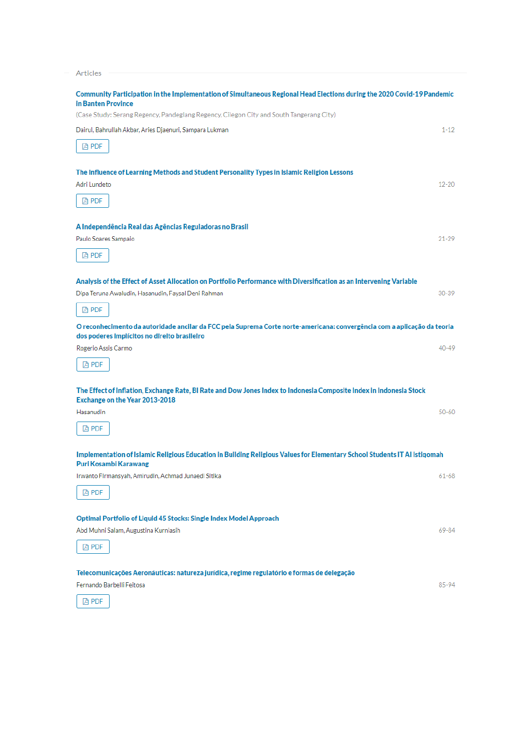## Articles

**Community Participation in the Implementation of Simultaneous Regional Head Elections during the 2020 Covid-19 Pandemic in Banten Province**

(Case Study: Serang Regency, Pandeglang Regency, Cilegon City and South Tangerang City)

Dairul, Bahrullah Akbar, Aries Djaenuri, Sampara Lukman — 1-12

PDF

**The Influence of Learning Methods and Student Personality Types in Islamic Religion Lessons**

Adri Lundeto — 12-20

PDF

**A Independência Real das Agências Reguladoras no Brasil**

Paulo Soares Sampaio — 21-29

PDF

**Analysis of the Effect of Asset Allocation on Portfolio Performance with Diversification as an Intervening Variable**

Dipa Teruna Awaludin, Hasanudin, Faysal Deni Rahman — 30-39

PDF

**O reconhecimento da autoridade ancilar da FCC pela Suprema Corte norte-americana: convergência com a aplicação da teoria dos poderes implícitos no direito brasileiro**

Rogerio Assis Carmo — 40-49

PDF

**The Effect of Inflation, Exchange Rate, BI Rate and Dow Jones Index to Indonesia Composite Index in Indonesia Stock Exchange on the Year 2013-2018**

Hasanudin — 50-60

PDF

**Implementation of Islamic Religious Education in Building Religious Values for Elementary School Students IT Al Istiqomah Puri Kosambi Karawang**

Irwanto Firmansyah, Amirudin, Achmad Junaedi Sitika — 61-68

PDF

**Optimal Portfolio of Liquid 45 Stocks: Single Index Model Approach**

Abd Muhni Salam, Augustina Kurniasih — 69-84

PDF

**Telecomunicações Aeronáuticas: natureza jurídica, regime regulatório e formas de delegação**

Fernando Barbelli Feitosa — 85-94

PDF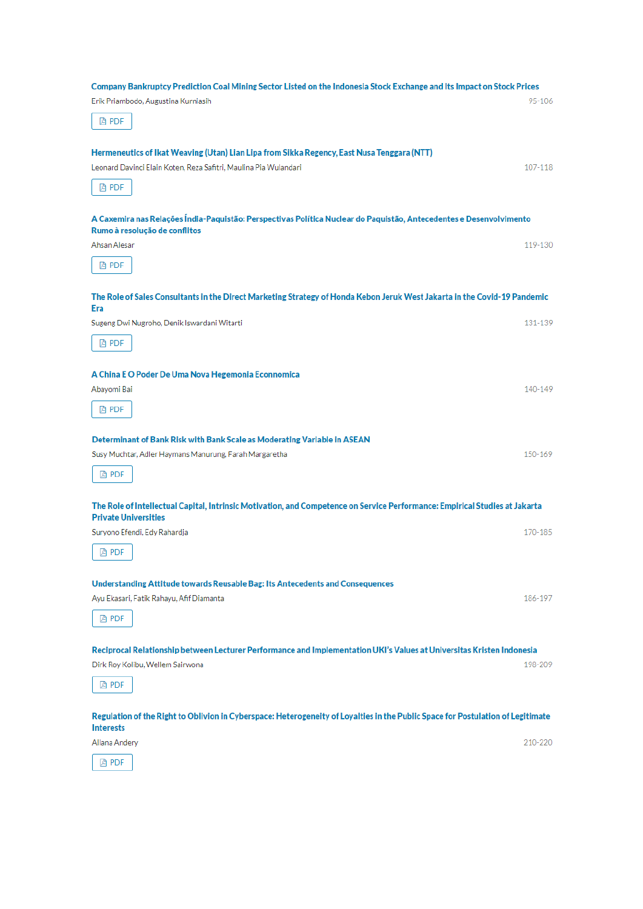**Company Bankruptcy Prediction Coal Mining Sector Listed on the Indonesia Stock Exchange and Its Impact on Stock Prices**

Erik Priambodo, Augustina Kurniasih 95-106

PDF

**Hermeneutics of Ikat Weaving (Utan) Lian Lipa from Sikka Regency, East Nusa Tenggara (NTT)**

Leonard Davinci Elain Koten, Reza Safitri, Maulina Pia Wulandari 107-118

PDF

**A Caxemira nas Relações Índia-Paquistão: Perspectivas Política Nuclear do Paquistão, Antecedentes e Desenvolvimento Rumo à resolução de conflitos**

Ahsan Alesar 119-130

PDF

**The Role of Sales Consultants in the Direct Marketing Strategy of Honda Kebon Jeruk West Jakarta in the Covid-19 Pandemic Era**

Sugeng Dwi Nugroho, Denik Iswardani Witarti 131-139

PDF

**A China E O Poder De Uma Nova Hegemonia Econnomica**

Abayomi Bai 140-149

PDF

**Determinant of Bank Risk with Bank Scale as Moderating Variable in ASEAN**

Susy Muchtar, Adler Haymans Manurung, Farah Margaretha 150-169

PDF

**The Role of Intellectual Capital, Intrinsic Motivation, and Competence on Service Performance: Empirical Studies at Jakarta Private Universities**

Suryono Efendi, Edy Rahardja 170-185

PDF

**Understanding Attitude towards Reusable Bag: Its Antecedents and Consequences**

Ayu Ekasari, Fatik Rahayu, Afif Diamanta 186-197

PDF

**Reciprocal Relationship between Lecturer Performance and Implementation UKI's Values at Universitas Kristen Indonesia**

Dirk Roy Kolibu, Wellem Sairwona 198-209

PDF

**Regulation of the Right to Oblivion in Cyberspace: Heterogeneity of Loyalties in the Public Space for Postulation of Legitimate Interests**

Allana Andery 210-220

PDF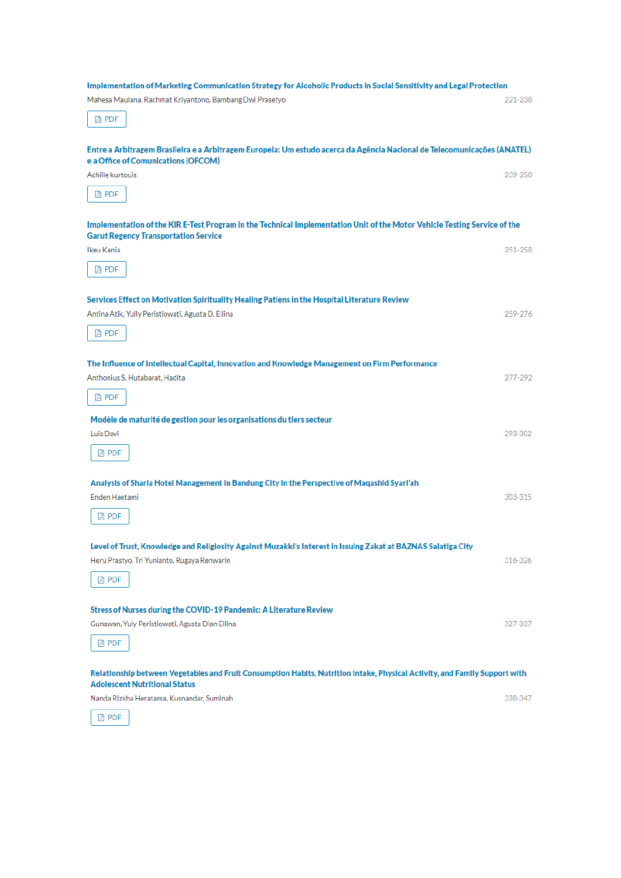**Implementation of Marketing Communication Strategy for Alcoholic Products in Social Sensitivity and Legal Protection**

Mahesa Maulana, Rachmat Kriyantono, Bambang Dwi Prasetyo — 221-238

PDF

**Entre a Arbitragem Brasileira e a Arbitragem Europeia: Um estudo acerca da Agência Nacional de Telecomunicações (ANATEL) e a Office of Comunications (OFCOM)**

Achille kurtouis — 239-250

PDF

**Implementation of the KIR E-Test Program in the Technical Implementation Unit of the Motor Vehicle Testing Service of the Garut Regency Transportation Service**

Ikeu Kania — 251-258

PDF

**Services Effect on Motivation Spirituality Healing Patiens in the Hospital Literature Review**

Antina Atik, Yully Peristiowati, Agusta D. Ellina — 259-276

PDF

**The Influence of Intellectual Capital, Innovation and Knowledge Management on Firm Performance**

Anthonius S. Hutabarat, Hadita — 277-292

PDF

**Modèle de maturité de gestion pour les organisations du tiers secteur**

Luis Davi — 293-302

PDF

**Analysis of Sharia Hotel Management in Bandung City in the Perspective of Maqashid Syari'ah**

Enden Haetami — 303-315

PDF

**Level of Trust, Knowledge and Religiosity Against Muzakki's Interest in Issuing Zakat at BAZNAS Salatiga City**

Heru Prastyo, Tri Yunianto, Rugaya Renwarin — 316-326

PDF

**Stress of Nurses during the COVID-19 Pandemic: A Literature Review**

Gunawan, Yuly Peristiowati, Agusta Dian Ellina — 327-337

PDF

**Relationship between Vegetables and Fruit Consumption Habits, Nutrition Intake, Physical Activity, and Family Support with Adolescent Nutritional Status**

Nanda Rizkha Heratama, Kusnandar, Suminah — 338-347

PDF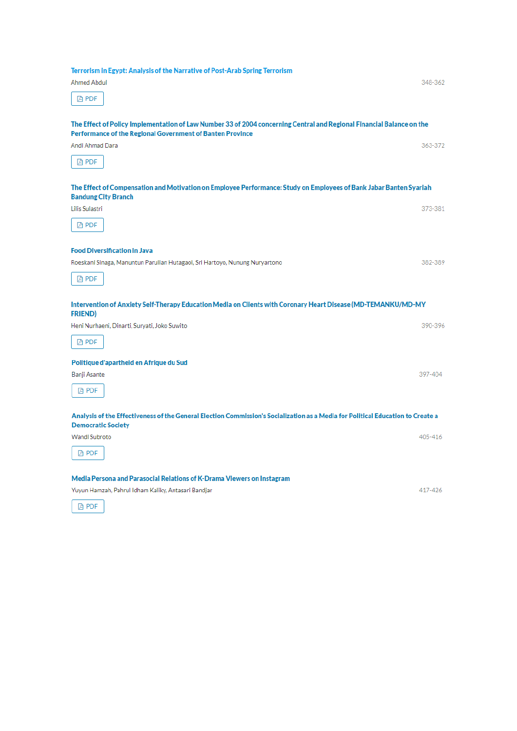**Terrorism in Egypt: Analysis of the Narrative of Post-Arab Spring Terrorism**

Ahmed Abdul — 348-362

PDF

**The Effect of Policy Implementation of Law Number 33 of 2004 concerning Central and Regional Financial Balance on the Performance of the Regional Government of Banten Province**

Andi Ahmad Dara — 363-372

PDF

**The Effect of Compensation and Motivation on Employee Performance: Study on Employees of Bank Jabar Banten Syariah Bandung City Branch**

Lilis Sulastri — 373-381

PDF

**Food Diversification in Java**

Roeskani Sinaga, Manuntun Parulian Hutagaol, Sri Hartoyo, Nunung Nuryartono — 382-389

PDF

**Intervention of Anxiety Self-Therapy Education Media on Clients with Coronary Heart Disease (MD-TEMANKU/MD-MY FRIEND)**

Heni Nurhaeni, Dinarti, Suryati, Joko Suwito — 390-396

PDF

**Politique d'apartheid en Afrique du Sud**

Banji Asante — 397-404

PDF

**Analysis of the Effectiveness of the General Election Commission's Socialization as a Media for Political Education to Create a Democratic Society**

Wandi Subroto — 405-416

PDF

**Media Persona and Parasocial Relations of K-Drama Viewers on Instagram**

Yuyun Hamzah, Pahrul Idham Kaliky, Antasari Bandjar — 417-426

PDF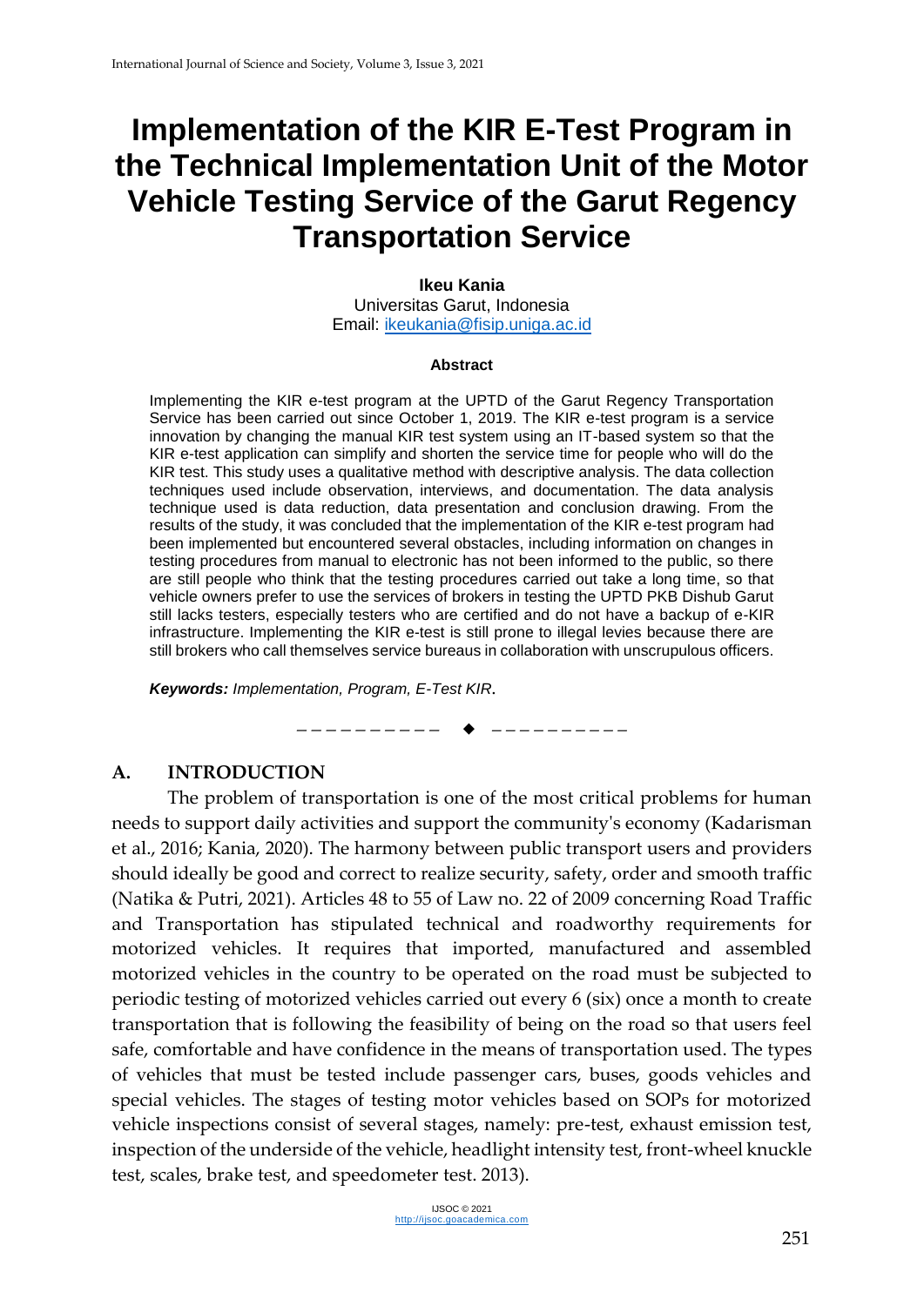# Implementation of the KIR E-Test Program in the Technical Implementation Unit of the Motor Vehicle Testing Service of the Garut Regency Transportation Service

**Ikeu Kania**
Universitas Garut, Indonesia
Email: ikeukania@fisip.uniga.ac.id

**Abstract**

Implementing the KIR e-test program at the UPTD of the Garut Regency Transportation Service has been carried out since October 1, 2019. The KIR e-test program is a service innovation by changing the manual KIR test system using an IT-based system so that the KIR e-test application can simplify and shorten the service time for people who will do the KIR test. This study uses a qualitative method with descriptive analysis. The data collection techniques used include observation, interviews, and documentation. The data analysis technique used is data reduction, data presentation and conclusion drawing. From the results of the study, it was concluded that the implementation of the KIR e-test program had been implemented but encountered several obstacles, including information on changes in testing procedures from manual to electronic has not been informed to the public, so there are still people who think that the testing procedures carried out take a long time, so that vehicle owners prefer to use the services of brokers in testing the UPTD PKB Dishub Garut still lacks testers, especially testers who are certified and do not have a backup of e-KIR infrastructure. Implementing the KIR e-test is still prone to illegal levies because there are still brokers who call themselves service bureaus in collaboration with unscrupulous officers.

***Keywords:** Implementation, Program, E-Test KIR*.

---

## A. INTRODUCTION

The problem of transportation is one of the most critical problems for human needs to support daily activities and support the community's economy (Kadarisman et al., 2016; Kania, 2020). The harmony between public transport users and providers should ideally be good and correct to realize security, safety, order and smooth traffic (Natika & Putri, 2021). Articles 48 to 55 of Law no. 22 of 2009 concerning Road Traffic and Transportation has stipulated technical and roadworthy requirements for motorized vehicles. It requires that imported, manufactured and assembled motorized vehicles in the country to be operated on the road must be subjected to periodic testing of motorized vehicles carried out every 6 (six) once a month to create transportation that is following the feasibility of being on the road so that users feel safe, comfortable and have confidence in the means of transportation used. The types of vehicles that must be tested include passenger cars, buses, goods vehicles and special vehicles. The stages of testing motor vehicles based on SOPs for motorized vehicle inspections consist of several stages, namely: pre-test, exhaust emission test, inspection of the underside of the vehicle, headlight intensity test, front-wheel knuckle test, scales, brake test, and speedometer test. 2013).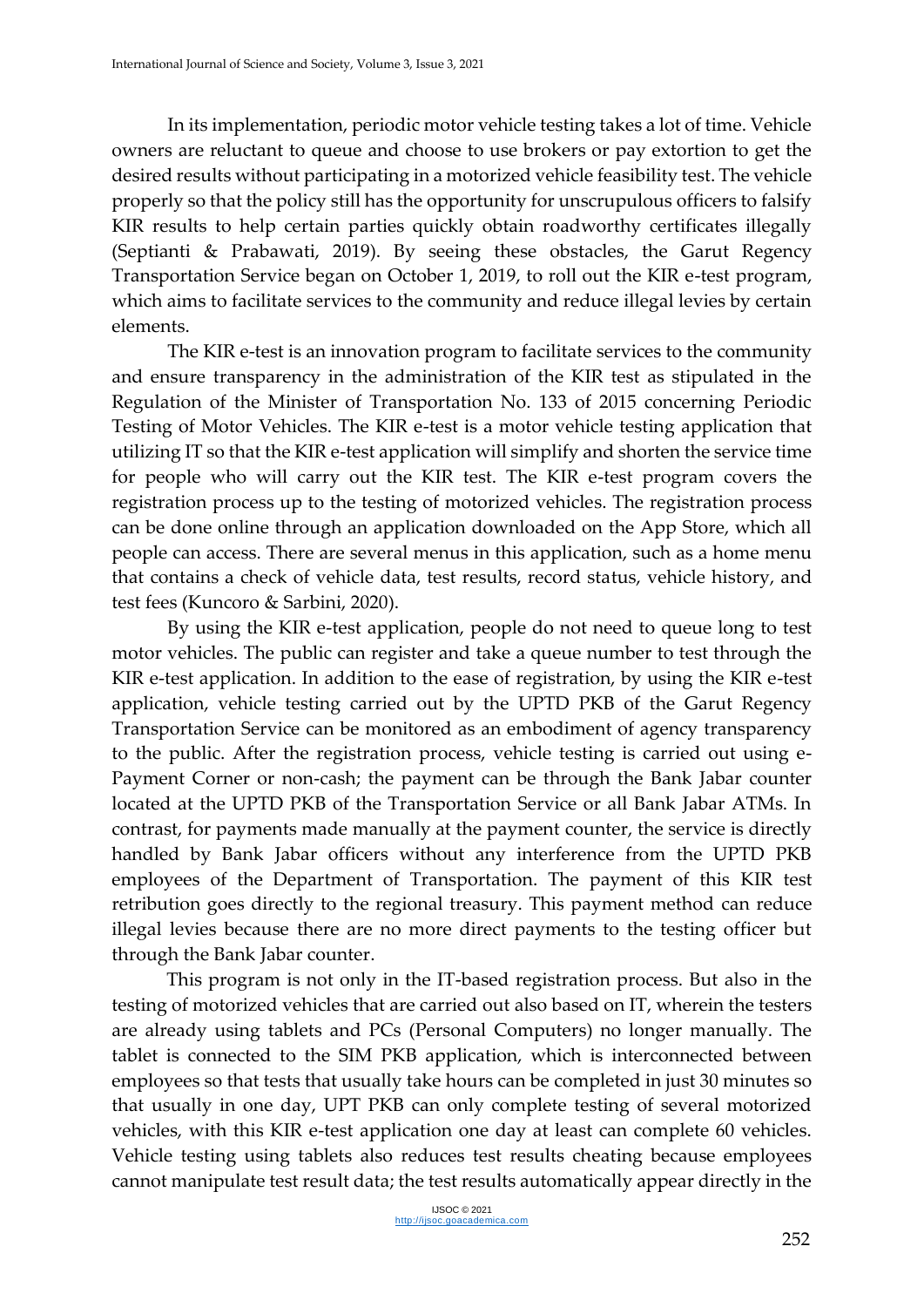In its implementation, periodic motor vehicle testing takes a lot of time. Vehicle owners are reluctant to queue and choose to use brokers or pay extortion to get the desired results without participating in a motorized vehicle feasibility test. The vehicle properly so that the policy still has the opportunity for unscrupulous officers to falsify KIR results to help certain parties quickly obtain roadworthy certificates illegally (Septianti & Prabawati, 2019). By seeing these obstacles, the Garut Regency Transportation Service began on October 1, 2019, to roll out the KIR e-test program, which aims to facilitate services to the community and reduce illegal levies by certain elements.

The KIR e-test is an innovation program to facilitate services to the community and ensure transparency in the administration of the KIR test as stipulated in the Regulation of the Minister of Transportation No. 133 of 2015 concerning Periodic Testing of Motor Vehicles. The KIR e-test is a motor vehicle testing application that utilizing IT so that the KIR e-test application will simplify and shorten the service time for people who will carry out the KIR test. The KIR e-test program covers the registration process up to the testing of motorized vehicles. The registration process can be done online through an application downloaded on the App Store, which all people can access. There are several menus in this application, such as a home menu that contains a check of vehicle data, test results, record status, vehicle history, and test fees (Kuncoro & Sarbini, 2020).

By using the KIR e-test application, people do not need to queue long to test motor vehicles. The public can register and take a queue number to test through the KIR e-test application. In addition to the ease of registration, by using the KIR e-test application, vehicle testing carried out by the UPTD PKB of the Garut Regency Transportation Service can be monitored as an embodiment of agency transparency to the public. After the registration process, vehicle testing is carried out using e-Payment Corner or non-cash; the payment can be through the Bank Jabar counter located at the UPTD PKB of the Transportation Service or all Bank Jabar ATMs. In contrast, for payments made manually at the payment counter, the service is directly handled by Bank Jabar officers without any interference from the UPTD PKB employees of the Department of Transportation. The payment of this KIR test retribution goes directly to the regional treasury. This payment method can reduce illegal levies because there are no more direct payments to the testing officer but through the Bank Jabar counter.

This program is not only in the IT-based registration process. But also in the testing of motorized vehicles that are carried out also based on IT, wherein the testers are already using tablets and PCs (Personal Computers) no longer manually. The tablet is connected to the SIM PKB application, which is interconnected between employees so that tests that usually take hours can be completed in just 30 minutes so that usually in one day, UPT PKB can only complete testing of several motorized vehicles, with this KIR e-test application one day at least can complete 60 vehicles. Vehicle testing using tablets also reduces test results cheating because employees cannot manipulate test result data; the test results automatically appear directly in the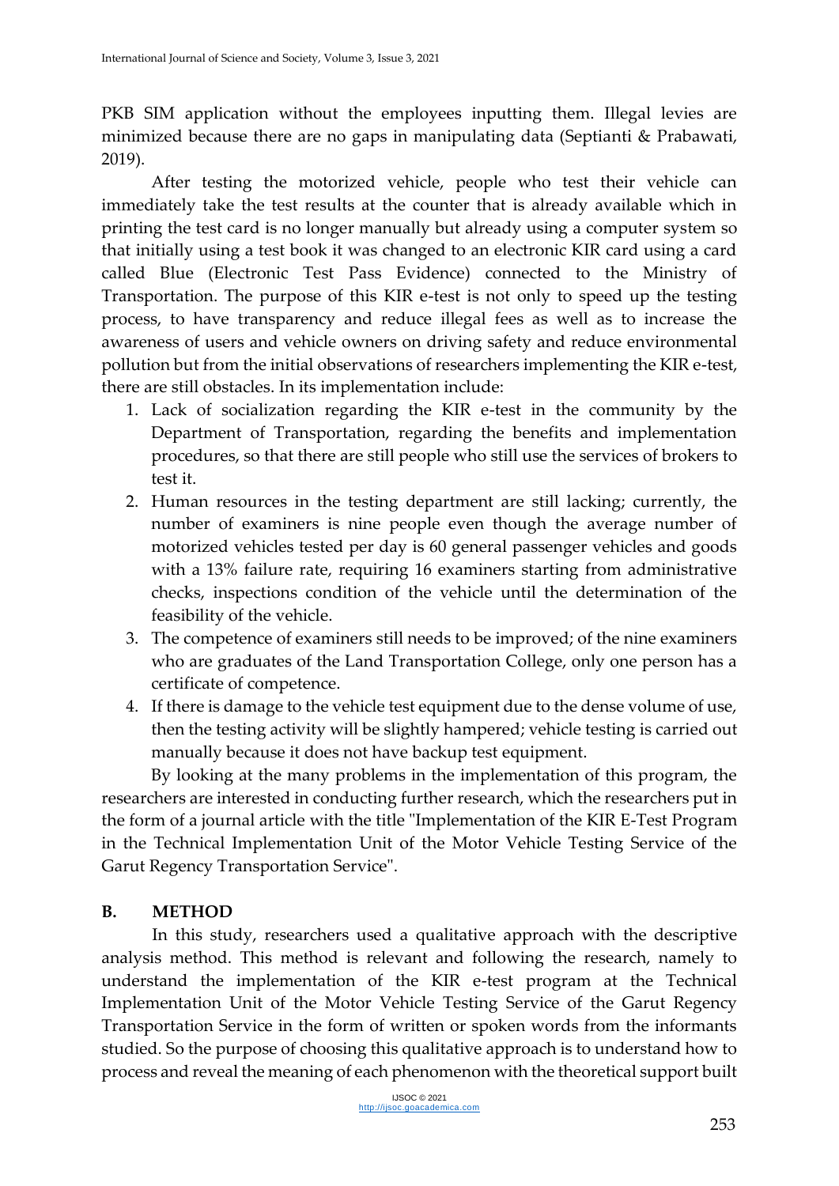PKB SIM application without the employees inputting them. Illegal levies are minimized because there are no gaps in manipulating data (Septianti & Prabawati, 2019).

After testing the motorized vehicle, people who test their vehicle can immediately take the test results at the counter that is already available which in printing the test card is no longer manually but already using a computer system so that initially using a test book it was changed to an electronic KIR card using a card called Blue (Electronic Test Pass Evidence) connected to the Ministry of Transportation. The purpose of this KIR e-test is not only to speed up the testing process, to have transparency and reduce illegal fees as well as to increase the awareness of users and vehicle owners on driving safety and reduce environmental pollution but from the initial observations of researchers implementing the KIR e-test, there are still obstacles. In its implementation include:

1. Lack of socialization regarding the KIR e-test in the community by the Department of Transportation, regarding the benefits and implementation procedures, so that there are still people who still use the services of brokers to test it.
2. Human resources in the testing department are still lacking; currently, the number of examiners is nine people even though the average number of motorized vehicles tested per day is 60 general passenger vehicles and goods with a 13% failure rate, requiring 16 examiners starting from administrative checks, inspections condition of the vehicle until the determination of the feasibility of the vehicle.
3. The competence of examiners still needs to be improved; of the nine examiners who are graduates of the Land Transportation College, only one person has a certificate of competence.
4. If there is damage to the vehicle test equipment due to the dense volume of use, then the testing activity will be slightly hampered; vehicle testing is carried out manually because it does not have backup test equipment.

By looking at the many problems in the implementation of this program, the researchers are interested in conducting further research, which the researchers put in the form of a journal article with the title "Implementation of the KIR E-Test Program in the Technical Implementation Unit of the Motor Vehicle Testing Service of the Garut Regency Transportation Service".

## B. METHOD

In this study, researchers used a qualitative approach with the descriptive analysis method. This method is relevant and following the research, namely to understand the implementation of the KIR e-test program at the Technical Implementation Unit of the Motor Vehicle Testing Service of the Garut Regency Transportation Service in the form of written or spoken words from the informants studied. So the purpose of choosing this qualitative approach is to understand how to process and reveal the meaning of each phenomenon with the theoretical support built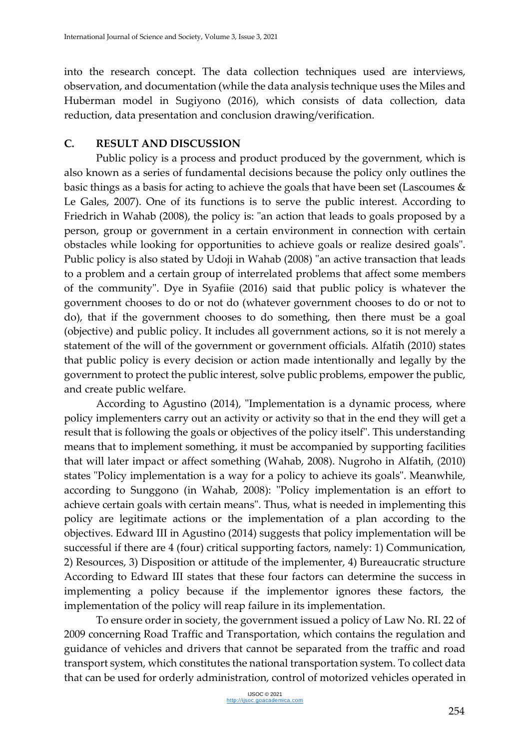into the research concept. The data collection techniques used are interviews, observation, and documentation (while the data analysis technique uses the Miles and Huberman model in Sugiyono (2016), which consists of data collection, data reduction, data presentation and conclusion drawing/verification.

## C. RESULT AND DISCUSSION

Public policy is a process and product produced by the government, which is also known as a series of fundamental decisions because the policy only outlines the basic things as a basis for acting to achieve the goals that have been set (Lascoumes & Le Gales, 2007). One of its functions is to serve the public interest. According to Friedrich in Wahab (2008), the policy is: "an action that leads to goals proposed by a person, group or government in a certain environment in connection with certain obstacles while looking for opportunities to achieve goals or realize desired goals". Public policy is also stated by Udoji in Wahab (2008) "an active transaction that leads to a problem and a certain group of interrelated problems that affect some members of the community". Dye in Syafiie (2016) said that public policy is whatever the government chooses to do or not do (whatever government chooses to do or not to do), that if the government chooses to do something, then there must be a goal (objective) and public policy. It includes all government actions, so it is not merely a statement of the will of the government or government officials. Alfatih (2010) states that public policy is every decision or action made intentionally and legally by the government to protect the public interest, solve public problems, empower the public, and create public welfare.

According to Agustino (2014), "Implementation is a dynamic process, where policy implementers carry out an activity or activity so that in the end they will get a result that is following the goals or objectives of the policy itself". This understanding means that to implement something, it must be accompanied by supporting facilities that will later impact or affect something (Wahab, 2008). Nugroho in Alfatih, (2010) states "Policy implementation is a way for a policy to achieve its goals". Meanwhile, according to Sunggono (in Wahab, 2008): "Policy implementation is an effort to achieve certain goals with certain means". Thus, what is needed in implementing this policy are legitimate actions or the implementation of a plan according to the objectives. Edward III in Agustino (2014) suggests that policy implementation will be successful if there are 4 (four) critical supporting factors, namely: 1) Communication, 2) Resources, 3) Disposition or attitude of the implementer, 4) Bureaucratic structure According to Edward III states that these four factors can determine the success in implementing a policy because if the implementor ignores these factors, the implementation of the policy will reap failure in its implementation.

To ensure order in society, the government issued a policy of Law No. RI. 22 of 2009 concerning Road Traffic and Transportation, which contains the regulation and guidance of vehicles and drivers that cannot be separated from the traffic and road transport system, which constitutes the national transportation system. To collect data that can be used for orderly administration, control of motorized vehicles operated in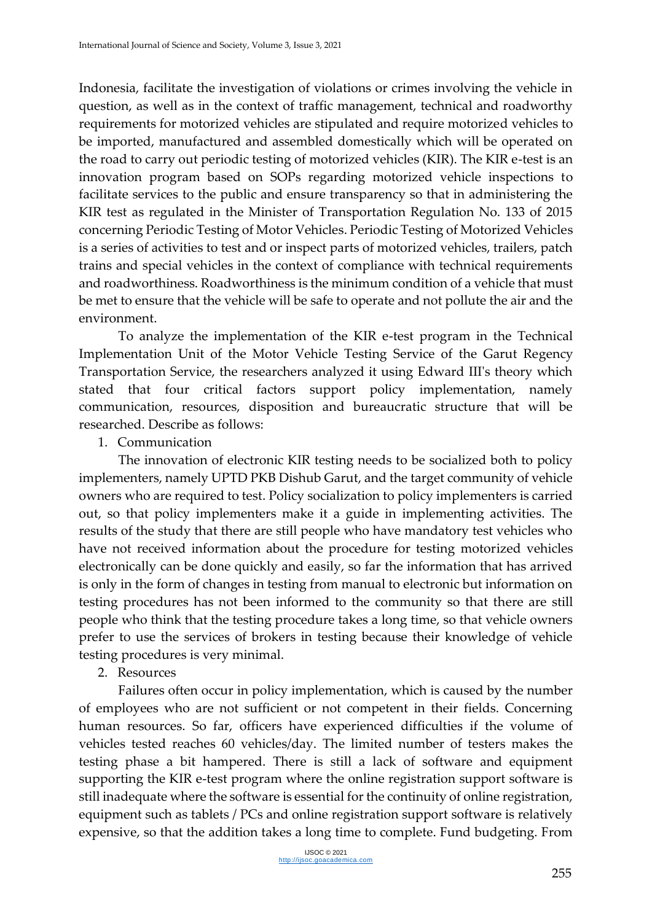Indonesia, facilitate the investigation of violations or crimes involving the vehicle in question, as well as in the context of traffic management, technical and roadworthy requirements for motorized vehicles are stipulated and require motorized vehicles to be imported, manufactured and assembled domestically which will be operated on the road to carry out periodic testing of motorized vehicles (KIR). The KIR e-test is an innovation program based on SOPs regarding motorized vehicle inspections to facilitate services to the public and ensure transparency so that in administering the KIR test as regulated in the Minister of Transportation Regulation No. 133 of 2015 concerning Periodic Testing of Motor Vehicles. Periodic Testing of Motorized Vehicles is a series of activities to test and or inspect parts of motorized vehicles, trailers, patch trains and special vehicles in the context of compliance with technical requirements and roadworthiness. Roadworthiness is the minimum condition of a vehicle that must be met to ensure that the vehicle will be safe to operate and not pollute the air and the environment.

To analyze the implementation of the KIR e-test program in the Technical Implementation Unit of the Motor Vehicle Testing Service of the Garut Regency Transportation Service, the researchers analyzed it using Edward III's theory which stated that four critical factors support policy implementation, namely communication, resources, disposition and bureaucratic structure that will be researched. Describe as follows:

1. Communication

The innovation of electronic KIR testing needs to be socialized both to policy implementers, namely UPTD PKB Dishub Garut, and the target community of vehicle owners who are required to test. Policy socialization to policy implementers is carried out, so that policy implementers make it a guide in implementing activities. The results of the study that there are still people who have mandatory test vehicles who have not received information about the procedure for testing motorized vehicles electronically can be done quickly and easily, so far the information that has arrived is only in the form of changes in testing from manual to electronic but information on testing procedures has not been informed to the community so that there are still people who think that the testing procedure takes a long time, so that vehicle owners prefer to use the services of brokers in testing because their knowledge of vehicle testing procedures is very minimal.

2. Resources

Failures often occur in policy implementation, which is caused by the number of employees who are not sufficient or not competent in their fields. Concerning human resources. So far, officers have experienced difficulties if the volume of vehicles tested reaches 60 vehicles/day. The limited number of testers makes the testing phase a bit hampered. There is still a lack of software and equipment supporting the KIR e-test program where the online registration support software is still inadequate where the software is essential for the continuity of online registration, equipment such as tablets / PCs and online registration support software is relatively expensive, so that the addition takes a long time to complete. Fund budgeting. From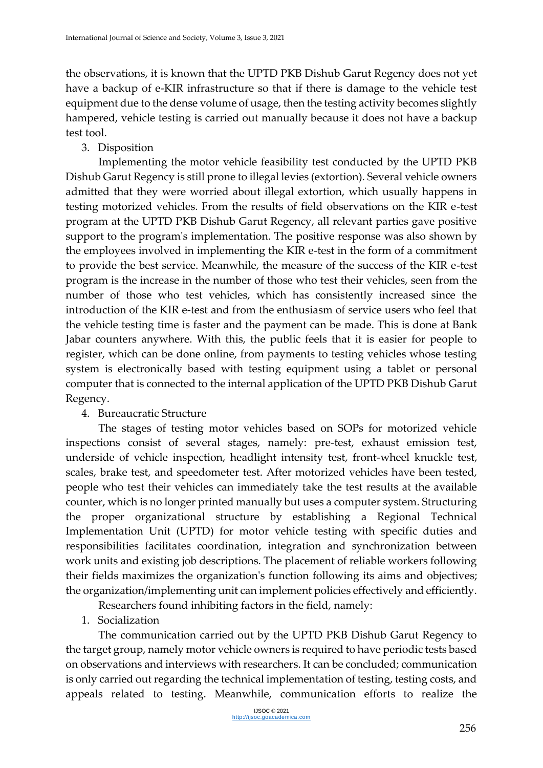the observations, it is known that the UPTD PKB Dishub Garut Regency does not yet have a backup of e-KIR infrastructure so that if there is damage to the vehicle test equipment due to the dense volume of usage, then the testing activity becomes slightly hampered, vehicle testing is carried out manually because it does not have a backup test tool.

3. Disposition

Implementing the motor vehicle feasibility test conducted by the UPTD PKB Dishub Garut Regency is still prone to illegal levies (extortion). Several vehicle owners admitted that they were worried about illegal extortion, which usually happens in testing motorized vehicles. From the results of field observations on the KIR e-test program at the UPTD PKB Dishub Garut Regency, all relevant parties gave positive support to the program's implementation. The positive response was also shown by the employees involved in implementing the KIR e-test in the form of a commitment to provide the best service. Meanwhile, the measure of the success of the KIR e-test program is the increase in the number of those who test their vehicles, seen from the number of those who test vehicles, which has consistently increased since the introduction of the KIR e-test and from the enthusiasm of service users who feel that the vehicle testing time is faster and the payment can be made. This is done at Bank Jabar counters anywhere. With this, the public feels that it is easier for people to register, which can be done online, from payments to testing vehicles whose testing system is electronically based with testing equipment using a tablet or personal computer that is connected to the internal application of the UPTD PKB Dishub Garut Regency.

4. Bureaucratic Structure

The stages of testing motor vehicles based on SOPs for motorized vehicle inspections consist of several stages, namely: pre-test, exhaust emission test, underside of vehicle inspection, headlight intensity test, front-wheel knuckle test, scales, brake test, and speedometer test. After motorized vehicles have been tested, people who test their vehicles can immediately take the test results at the available counter, which is no longer printed manually but uses a computer system. Structuring the proper organizational structure by establishing a Regional Technical Implementation Unit (UPTD) for motor vehicle testing with specific duties and responsibilities facilitates coordination, integration and synchronization between work units and existing job descriptions. The placement of reliable workers following their fields maximizes the organization's function following its aims and objectives; the organization/implementing unit can implement policies effectively and efficiently.

Researchers found inhibiting factors in the field, namely:

1. Socialization

The communication carried out by the UPTD PKB Dishub Garut Regency to the target group, namely motor vehicle owners is required to have periodic tests based on observations and interviews with researchers. It can be concluded; communication is only carried out regarding the technical implementation of testing, testing costs, and appeals related to testing. Meanwhile, communication efforts to realize the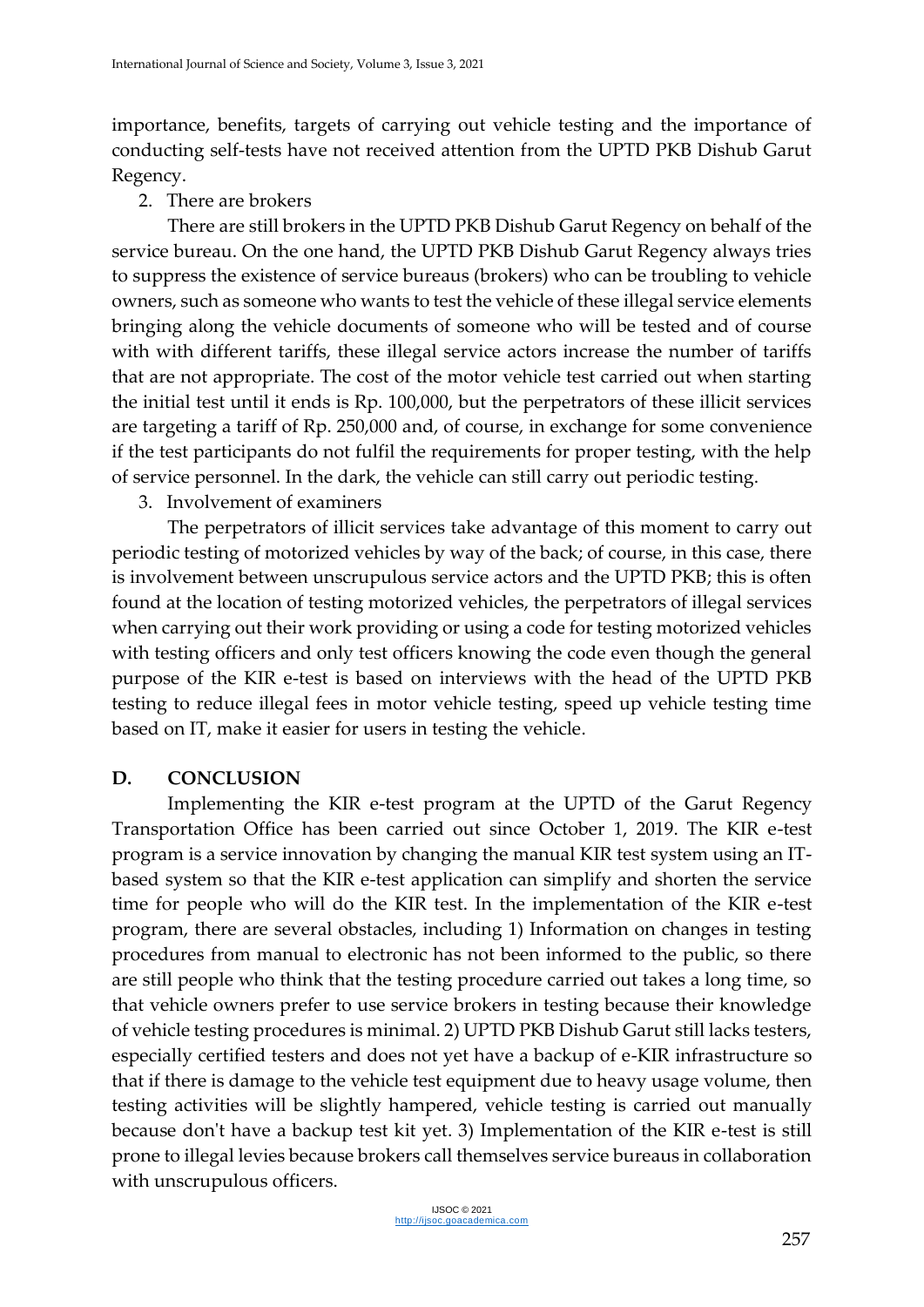importance, benefits, targets of carrying out vehicle testing and the importance of conducting self-tests have not received attention from the UPTD PKB Dishub Garut Regency.

2. There are brokers

There are still brokers in the UPTD PKB Dishub Garut Regency on behalf of the service bureau. On the one hand, the UPTD PKB Dishub Garut Regency always tries to suppress the existence of service bureaus (brokers) who can be troubling to vehicle owners, such as someone who wants to test the vehicle of these illegal service elements bringing along the vehicle documents of someone who will be tested and of course with with different tariffs, these illegal service actors increase the number of tariffs that are not appropriate. The cost of the motor vehicle test carried out when starting the initial test until it ends is Rp. 100,000, but the perpetrators of these illicit services are targeting a tariff of Rp. 250,000 and, of course, in exchange for some convenience if the test participants do not fulfil the requirements for proper testing, with the help of service personnel. In the dark, the vehicle can still carry out periodic testing.

3. Involvement of examiners

The perpetrators of illicit services take advantage of this moment to carry out periodic testing of motorized vehicles by way of the back; of course, in this case, there is involvement between unscrupulous service actors and the UPTD PKB; this is often found at the location of testing motorized vehicles, the perpetrators of illegal services when carrying out their work providing or using a code for testing motorized vehicles with testing officers and only test officers knowing the code even though the general purpose of the KIR e-test is based on interviews with the head of the UPTD PKB testing to reduce illegal fees in motor vehicle testing, speed up vehicle testing time based on IT, make it easier for users in testing the vehicle.

## D. CONCLUSION

Implementing the KIR e-test program at the UPTD of the Garut Regency Transportation Office has been carried out since October 1, 2019. The KIR e-test program is a service innovation by changing the manual KIR test system using an IT-based system so that the KIR e-test application can simplify and shorten the service time for people who will do the KIR test. In the implementation of the KIR e-test program, there are several obstacles, including 1) Information on changes in testing procedures from manual to electronic has not been informed to the public, so there are still people who think that the testing procedure carried out takes a long time, so that vehicle owners prefer to use service brokers in testing because their knowledge of vehicle testing procedures is minimal. 2) UPTD PKB Dishub Garut still lacks testers, especially certified testers and does not yet have a backup of e-KIR infrastructure so that if there is damage to the vehicle test equipment due to heavy usage volume, then testing activities will be slightly hampered, vehicle testing is carried out manually because don't have a backup test kit yet. 3) Implementation of the KIR e-test is still prone to illegal levies because brokers call themselves service bureaus in collaboration with unscrupulous officers.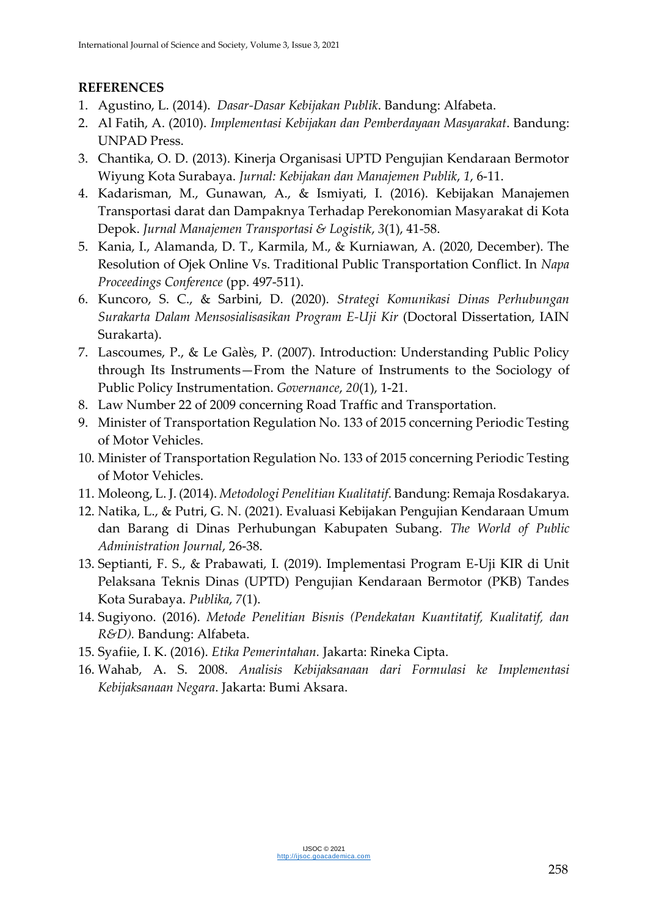## REFERENCES

1. Agustino, L. (2014). *Dasar-Dasar Kebijakan Publik*. Bandung: Alfabeta.
2. Al Fatih, A. (2010). *Implementasi Kebijakan dan Pemberdayaan Masyarakat*. Bandung: UNPAD Press.
3. Chantika, O. D. (2013). Kinerja Organisasi UPTD Pengujian Kendaraan Bermotor Wiyung Kota Surabaya. *Jurnal: Kebijakan dan Manajemen Publik*, *1*, 6-11.
4. Kadarisman, M., Gunawan, A., & Ismiyati, I. (2016). Kebijakan Manajemen Transportasi darat dan Dampaknya Terhadap Perekonomian Masyarakat di Kota Depok. *Jurnal Manajemen Transportasi & Logistik*, *3*(1), 41-58.
5. Kania, I., Alamanda, D. T., Karmila, M., & Kurniawan, A. (2020, December). The Resolution of Ojek Online Vs. Traditional Public Transportation Conflict. In *Napa Proceedings Conference* (pp. 497-511).
6. Kuncoro, S. C., & Sarbini, D. (2020). *Strategi Komunikasi Dinas Perhubungan Surakarta Dalam Mensosialisasikan Program E-Uji Kir* (Doctoral Dissertation, IAIN Surakarta).
7. Lascoumes, P., & Le Galès, P. (2007). Introduction: Understanding Public Policy through Its Instruments—From the Nature of Instruments to the Sociology of Public Policy Instrumentation. *Governance*, *20*(1), 1-21.
8. Law Number 22 of 2009 concerning Road Traffic and Transportation.
9. Minister of Transportation Regulation No. 133 of 2015 concerning Periodic Testing of Motor Vehicles.
10. Minister of Transportation Regulation No. 133 of 2015 concerning Periodic Testing of Motor Vehicles.
11. Moleong, L. J. (2014). *Metodologi Penelitian Kualitatif*. Bandung: Remaja Rosdakarya.
12. Natika, L., & Putri, G. N. (2021). Evaluasi Kebijakan Pengujian Kendaraan Umum dan Barang di Dinas Perhubungan Kabupaten Subang. *The World of Public Administration Journal*, 26-38.
13. Septianti, F. S., & Prabawati, I. (2019). Implementasi Program E-Uji KIR di Unit Pelaksana Teknis Dinas (UPTD) Pengujian Kendaraan Bermotor (PKB) Tandes Kota Surabaya. *Publika*, *7*(1).
14. Sugiyono. (2016). *Metode Penelitian Bisnis (Pendekatan Kuantitatif, Kualitatif, dan R&D).* Bandung: Alfabeta.
15. Syafiie, I. K. (2016). *Etika Pemerintahan.* Jakarta: Rineka Cipta.
16. Wahab, A. S. 2008. *Analisis Kebijaksanaan dari Formulasi ke Implementasi Kebijaksanaan Negara*. Jakarta: Bumi Aksara.